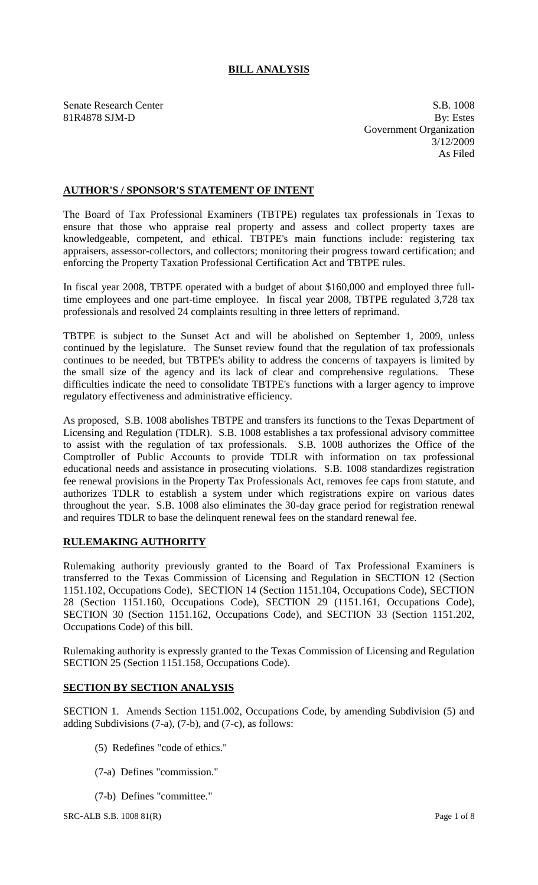# BILL ANALYSIS

Senate Research Center
81R4878 SJM-D

S.B. 1008
By: Estes
Government Organization
3/12/2009
As Filed

## AUTHOR'S / SPONSOR'S STATEMENT OF INTENT

The Board of Tax Professional Examiners (TBTPE) regulates tax professionals in Texas to ensure that those who appraise real property and assess and collect property taxes are knowledgeable, competent, and ethical. TBTPE's main functions include: registering tax appraisers, assessor-collectors, and collectors; monitoring their progress toward certification; and enforcing the Property Taxation Professional Certification Act and TBTPE rules.

In fiscal year 2008, TBTPE operated with a budget of about $160,000 and employed three full-time employees and one part-time employee. In fiscal year 2008, TBTPE regulated 3,728 tax professionals and resolved 24 complaints resulting in three letters of reprimand.

TBTPE is subject to the Sunset Act and will be abolished on September 1, 2009, unless continued by the legislature. The Sunset review found that the regulation of tax professionals continues to be needed, but TBTPE's ability to address the concerns of taxpayers is limited by the small size of the agency and its lack of clear and comprehensive regulations. These difficulties indicate the need to consolidate TBTPE's functions with a larger agency to improve regulatory effectiveness and administrative efficiency.

As proposed, S.B. 1008 abolishes TBTPE and transfers its functions to the Texas Department of Licensing and Regulation (TDLR). S.B. 1008 establishes a tax professional advisory committee to assist with the regulation of tax professionals. S.B. 1008 authorizes the Office of the Comptroller of Public Accounts to provide TDLR with information on tax professional educational needs and assistance in prosecuting violations. S.B. 1008 standardizes registration fee renewal provisions in the Property Tax Professionals Act, removes fee caps from statute, and authorizes TDLR to establish a system under which registrations expire on various dates throughout the year. S.B. 1008 also eliminates the 30-day grace period for registration renewal and requires TDLR to base the delinquent renewal fees on the standard renewal fee.

## RULEMAKING AUTHORITY

Rulemaking authority previously granted to the Board of Tax Professional Examiners is transferred to the Texas Commission of Licensing and Regulation in SECTION 12 (Section 1151.102, Occupations Code), SECTION 14 (Section 1151.104, Occupations Code), SECTION 28 (Section 1151.160, Occupations Code), SECTION 29 (1151.161, Occupations Code), SECTION 30 (Section 1151.162, Occupations Code), and SECTION 33 (Section 1151.202, Occupations Code) of this bill.

Rulemaking authority is expressly granted to the Texas Commission of Licensing and Regulation SECTION 25 (Section 1151.158, Occupations Code).

## SECTION BY SECTION ANALYSIS

SECTION 1. Amends Section 1151.002, Occupations Code, by amending Subdivision (5) and adding Subdivisions (7-a), (7-b), and (7-c), as follows:

(5) Redefines "code of ethics."

(7-a) Defines "commission."

(7-b) Defines "committee."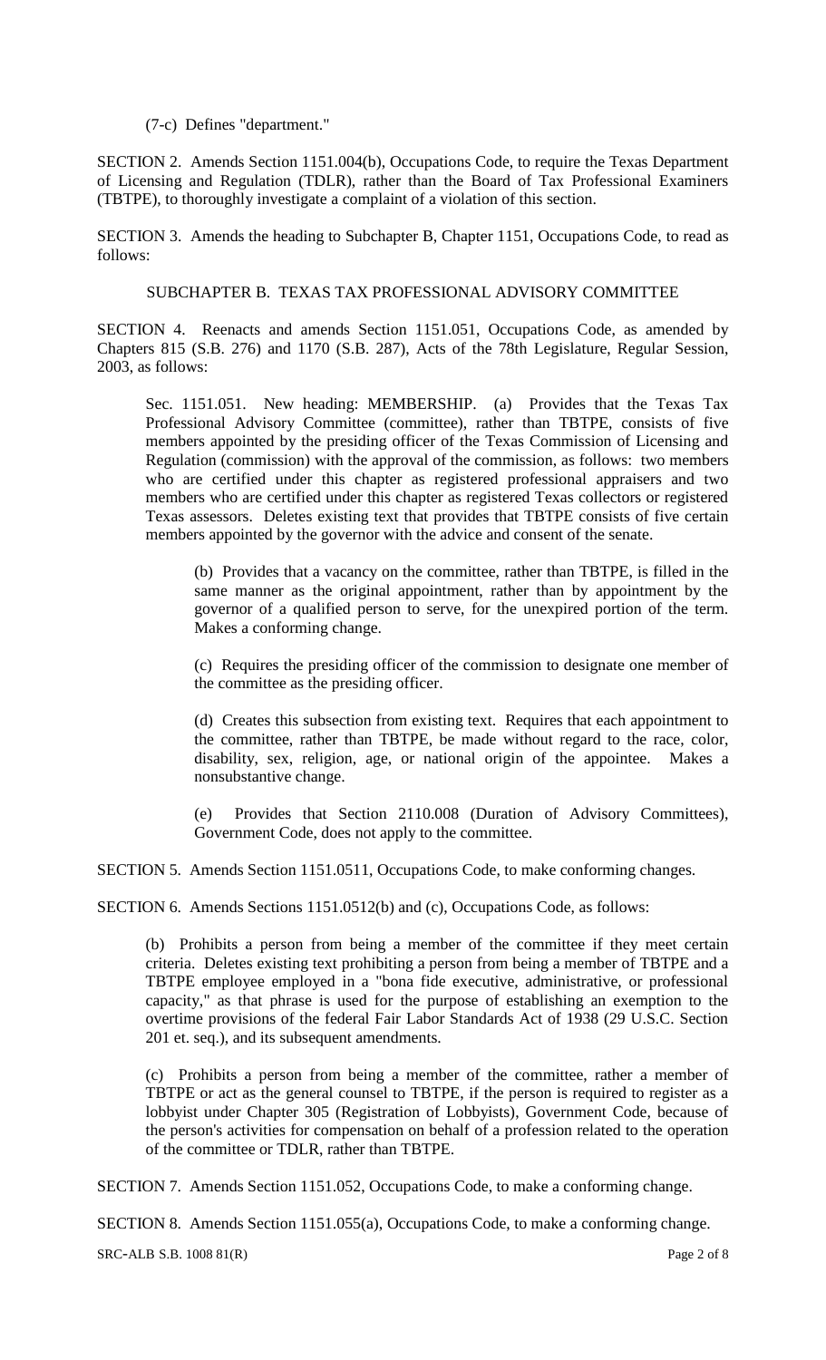(7-c) Defines "department."

SECTION 2. Amends Section 1151.004(b), Occupations Code, to require the Texas Department of Licensing and Regulation (TDLR), rather than the Board of Tax Professional Examiners (TBTPE), to thoroughly investigate a complaint of a violation of this section.

SECTION 3. Amends the heading to Subchapter B, Chapter 1151, Occupations Code, to read as follows:

SUBCHAPTER B. TEXAS TAX PROFESSIONAL ADVISORY COMMITTEE

SECTION 4. Reenacts and amends Section 1151.051, Occupations Code, as amended by Chapters 815 (S.B. 276) and 1170 (S.B. 287), Acts of the 78th Legislature, Regular Session, 2003, as follows:

Sec. 1151.051. New heading: MEMBERSHIP. (a) Provides that the Texas Tax Professional Advisory Committee (committee), rather than TBTPE, consists of five members appointed by the presiding officer of the Texas Commission of Licensing and Regulation (commission) with the approval of the commission, as follows: two members who are certified under this chapter as registered professional appraisers and two members who are certified under this chapter as registered Texas collectors or registered Texas assessors. Deletes existing text that provides that TBTPE consists of five certain members appointed by the governor with the advice and consent of the senate.

(b) Provides that a vacancy on the committee, rather than TBTPE, is filled in the same manner as the original appointment, rather than by appointment by the governor of a qualified person to serve, for the unexpired portion of the term. Makes a conforming change.

(c) Requires the presiding officer of the commission to designate one member of the committee as the presiding officer.

(d) Creates this subsection from existing text. Requires that each appointment to the committee, rather than TBTPE, be made without regard to the race, color, disability, sex, religion, age, or national origin of the appointee. Makes a nonsubstantive change.

(e) Provides that Section 2110.008 (Duration of Advisory Committees), Government Code, does not apply to the committee.

SECTION 5. Amends Section 1151.0511, Occupations Code, to make conforming changes.

SECTION 6. Amends Sections 1151.0512(b) and (c), Occupations Code, as follows:

(b) Prohibits a person from being a member of the committee if they meet certain criteria. Deletes existing text prohibiting a person from being a member of TBTPE and a TBTPE employee employed in a "bona fide executive, administrative, or professional capacity," as that phrase is used for the purpose of establishing an exemption to the overtime provisions of the federal Fair Labor Standards Act of 1938 (29 U.S.C. Section 201 et. seq.), and its subsequent amendments.

(c) Prohibits a person from being a member of the committee, rather a member of TBTPE or act as the general counsel to TBTPE, if the person is required to register as a lobbyist under Chapter 305 (Registration of Lobbyists), Government Code, because of the person's activities for compensation on behalf of a profession related to the operation of the committee or TDLR, rather than TBTPE.

SECTION 7. Amends Section 1151.052, Occupations Code, to make a conforming change.

SECTION 8. Amends Section 1151.055(a), Occupations Code, to make a conforming change.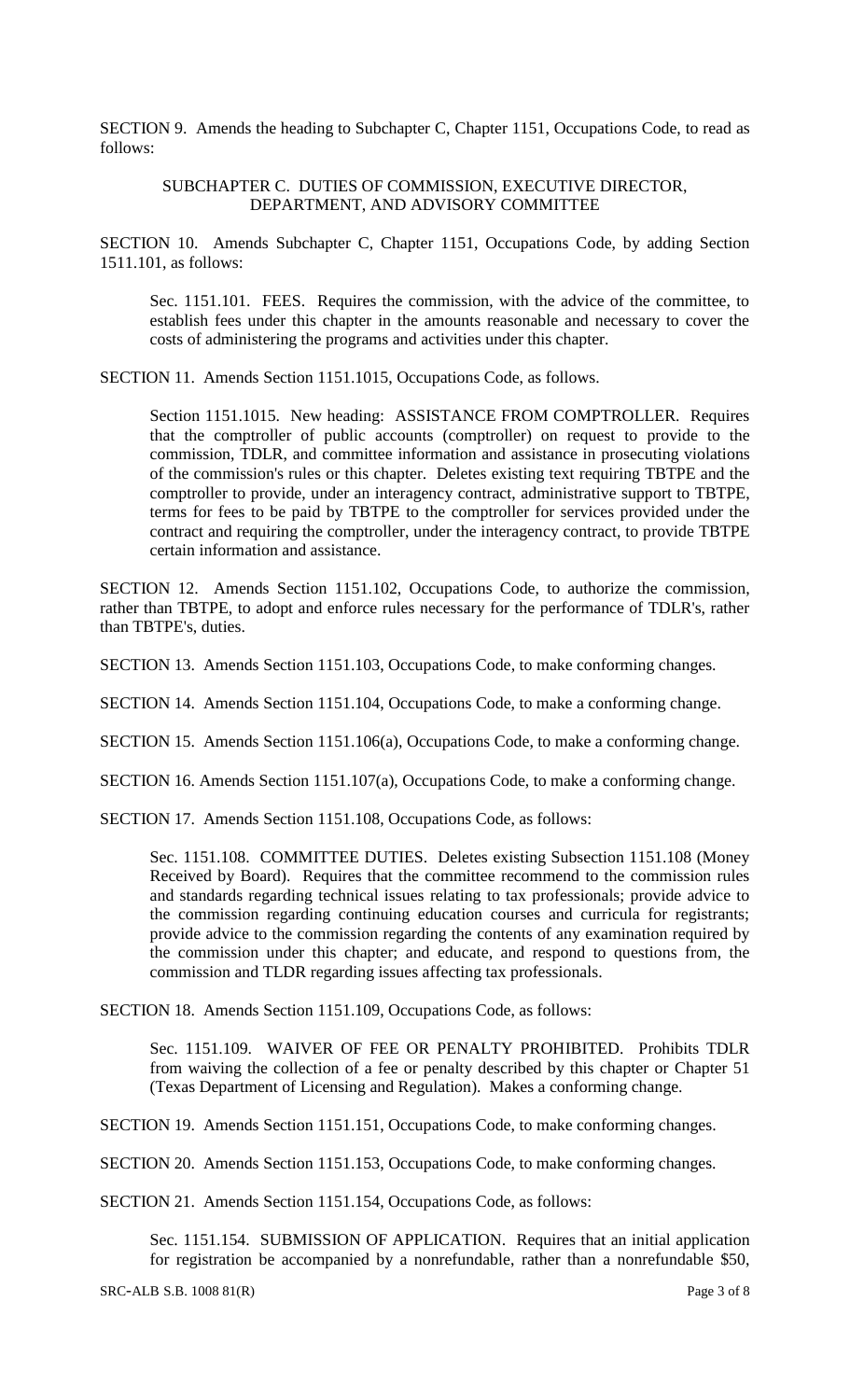SECTION 9. Amends the heading to Subchapter C, Chapter 1151, Occupations Code, to read as follows:

SUBCHAPTER C. DUTIES OF COMMISSION, EXECUTIVE DIRECTOR, DEPARTMENT, AND ADVISORY COMMITTEE

SECTION 10. Amends Subchapter C, Chapter 1151, Occupations Code, by adding Section 1511.101, as follows:

Sec. 1151.101. FEES. Requires the commission, with the advice of the committee, to establish fees under this chapter in the amounts reasonable and necessary to cover the costs of administering the programs and activities under this chapter.

SECTION 11. Amends Section 1151.1015, Occupations Code, as follows.

Section 1151.1015. New heading: ASSISTANCE FROM COMPTROLLER. Requires that the comptroller of public accounts (comptroller) on request to provide to the commission, TDLR, and committee information and assistance in prosecuting violations of the commission's rules or this chapter. Deletes existing text requiring TBTPE and the comptroller to provide, under an interagency contract, administrative support to TBTPE, terms for fees to be paid by TBTPE to the comptroller for services provided under the contract and requiring the comptroller, under the interagency contract, to provide TBTPE certain information and assistance.

SECTION 12. Amends Section 1151.102, Occupations Code, to authorize the commission, rather than TBTPE, to adopt and enforce rules necessary for the performance of TDLR's, rather than TBTPE's, duties.

SECTION 13. Amends Section 1151.103, Occupations Code, to make conforming changes.

SECTION 14. Amends Section 1151.104, Occupations Code, to make a conforming change.

SECTION 15. Amends Section 1151.106(a), Occupations Code, to make a conforming change.

SECTION 16. Amends Section 1151.107(a), Occupations Code, to make a conforming change.

SECTION 17. Amends Section 1151.108, Occupations Code, as follows:

Sec. 1151.108. COMMITTEE DUTIES. Deletes existing Subsection 1151.108 (Money Received by Board). Requires that the committee recommend to the commission rules and standards regarding technical issues relating to tax professionals; provide advice to the commission regarding continuing education courses and curricula for registrants; provide advice to the commission regarding the contents of any examination required by the commission under this chapter; and educate, and respond to questions from, the commission and TLDR regarding issues affecting tax professionals.

SECTION 18. Amends Section 1151.109, Occupations Code, as follows:

Sec. 1151.109. WAIVER OF FEE OR PENALTY PROHIBITED. Prohibits TDLR from waiving the collection of a fee or penalty described by this chapter or Chapter 51 (Texas Department of Licensing and Regulation). Makes a conforming change.

SECTION 19. Amends Section 1151.151, Occupations Code, to make conforming changes.

SECTION 20. Amends Section 1151.153, Occupations Code, to make conforming changes.

SECTION 21. Amends Section 1151.154, Occupations Code, as follows:

Sec. 1151.154. SUBMISSION OF APPLICATION. Requires that an initial application for registration be accompanied by a nonrefundable, rather than a nonrefundable $50,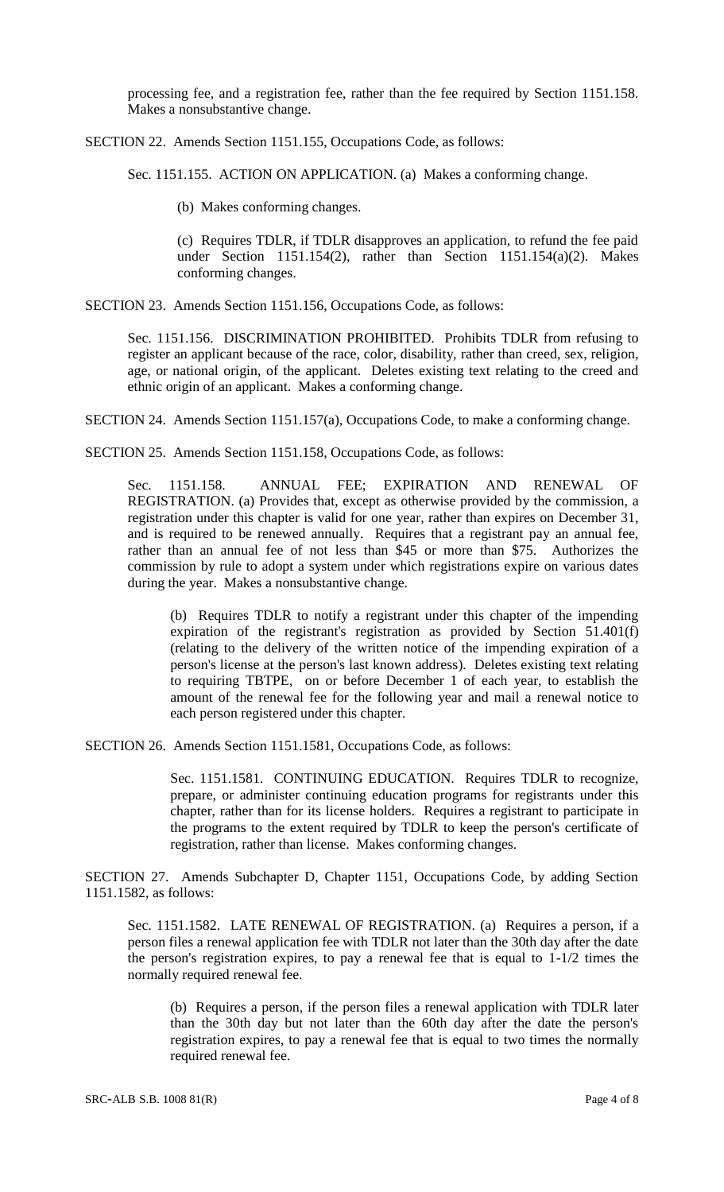processing fee, and a registration fee, rather than the fee required by Section 1151.158. Makes a nonsubstantive change.

SECTION 22. Amends Section 1151.155, Occupations Code, as follows:

Sec. 1151.155. ACTION ON APPLICATION. (a) Makes a conforming change.

(b) Makes conforming changes.

(c) Requires TDLR, if TDLR disapproves an application, to refund the fee paid under Section 1151.154(2), rather than Section 1151.154(a)(2). Makes conforming changes.

SECTION 23. Amends Section 1151.156, Occupations Code, as follows:

Sec. 1151.156. DISCRIMINATION PROHIBITED. Prohibits TDLR from refusing to register an applicant because of the race, color, disability, rather than creed, sex, religion, age, or national origin, of the applicant. Deletes existing text relating to the creed and ethnic origin of an applicant. Makes a conforming change.

SECTION 24. Amends Section 1151.157(a), Occupations Code, to make a conforming change.

SECTION 25. Amends Section 1151.158, Occupations Code, as follows:

Sec. 1151.158. ANNUAL FEE; EXPIRATION AND RENEWAL OF REGISTRATION. (a) Provides that, except as otherwise provided by the commission, a registration under this chapter is valid for one year, rather than expires on December 31, and is required to be renewed annually. Requires that a registrant pay an annual fee, rather than an annual fee of not less than $45 or more than $75. Authorizes the commission by rule to adopt a system under which registrations expire on various dates during the year. Makes a nonsubstantive change.

(b) Requires TDLR to notify a registrant under this chapter of the impending expiration of the registrant's registration as provided by Section 51.401(f) (relating to the delivery of the written notice of the impending expiration of a person's license at the person's last known address). Deletes existing text relating to requiring TBTPE, on or before December 1 of each year, to establish the amount of the renewal fee for the following year and mail a renewal notice to each person registered under this chapter.

SECTION 26. Amends Section 1151.1581, Occupations Code, as follows:

Sec. 1151.1581. CONTINUING EDUCATION. Requires TDLR to recognize, prepare, or administer continuing education programs for registrants under this chapter, rather than for its license holders. Requires a registrant to participate in the programs to the extent required by TDLR to keep the person's certificate of registration, rather than license. Makes conforming changes.

SECTION 27. Amends Subchapter D, Chapter 1151, Occupations Code, by adding Section 1151.1582, as follows:

Sec. 1151.1582. LATE RENEWAL OF REGISTRATION. (a) Requires a person, if a person files a renewal application fee with TDLR not later than the 30th day after the date the person's registration expires, to pay a renewal fee that is equal to 1-1/2 times the normally required renewal fee.

(b) Requires a person, if the person files a renewal application with TDLR later than the 30th day but not later than the 60th day after the date the person's registration expires, to pay a renewal fee that is equal to two times the normally required renewal fee.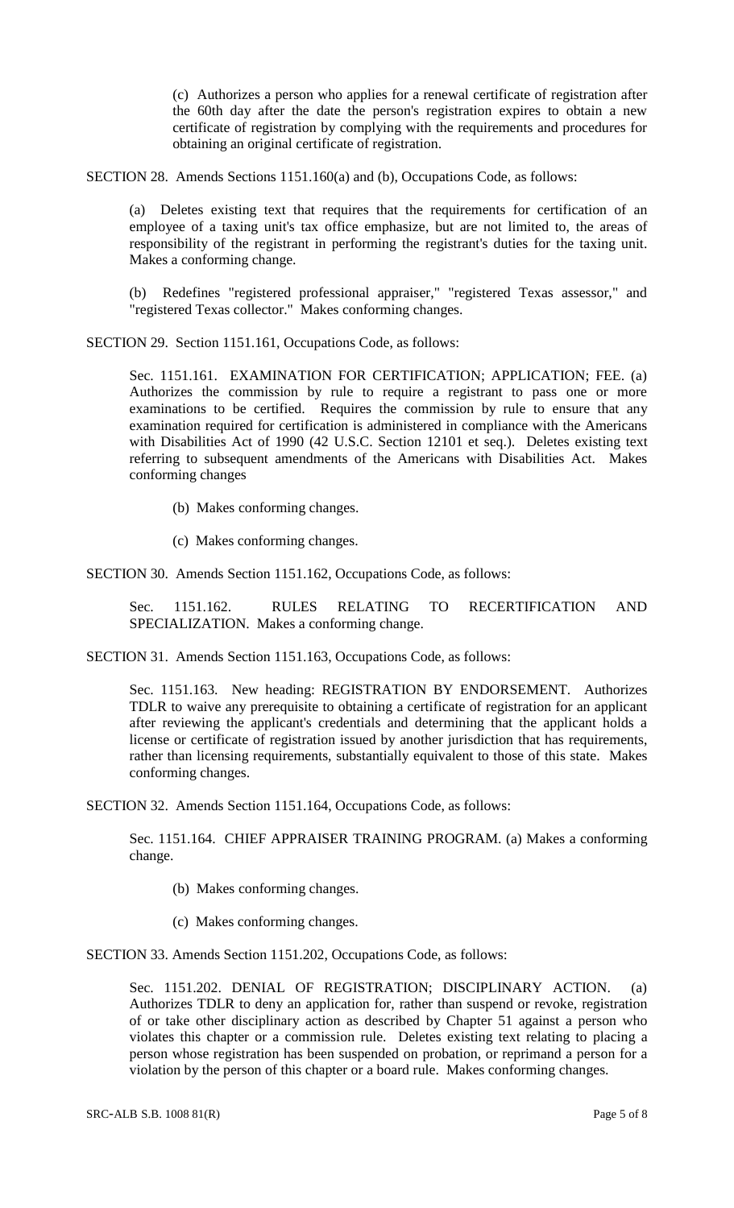(c) Authorizes a person who applies for a renewal certificate of registration after the 60th day after the date the person's registration expires to obtain a new certificate of registration by complying with the requirements and procedures for obtaining an original certificate of registration.

SECTION 28. Amends Sections 1151.160(a) and (b), Occupations Code, as follows:

(a) Deletes existing text that requires that the requirements for certification of an employee of a taxing unit's tax office emphasize, but are not limited to, the areas of responsibility of the registrant in performing the registrant's duties for the taxing unit. Makes a conforming change.

(b) Redefines "registered professional appraiser," "registered Texas assessor," and "registered Texas collector." Makes conforming changes.

SECTION 29. Section 1151.161, Occupations Code, as follows:

Sec. 1151.161. EXAMINATION FOR CERTIFICATION; APPLICATION; FEE. (a) Authorizes the commission by rule to require a registrant to pass one or more examinations to be certified. Requires the commission by rule to ensure that any examination required for certification is administered in compliance with the Americans with Disabilities Act of 1990 (42 U.S.C. Section 12101 et seq.). Deletes existing text referring to subsequent amendments of the Americans with Disabilities Act. Makes conforming changes

(b) Makes conforming changes.

(c) Makes conforming changes.

SECTION 30. Amends Section 1151.162, Occupations Code, as follows:

Sec. 1151.162. RULES RELATING TO RECERTIFICATION AND SPECIALIZATION. Makes a conforming change.

SECTION 31. Amends Section 1151.163, Occupations Code, as follows:

Sec. 1151.163. New heading: REGISTRATION BY ENDORSEMENT. Authorizes TDLR to waive any prerequisite to obtaining a certificate of registration for an applicant after reviewing the applicant's credentials and determining that the applicant holds a license or certificate of registration issued by another jurisdiction that has requirements, rather than licensing requirements, substantially equivalent to those of this state. Makes conforming changes.

SECTION 32. Amends Section 1151.164, Occupations Code, as follows:

Sec. 1151.164. CHIEF APPRAISER TRAINING PROGRAM. (a) Makes a conforming change.

(b) Makes conforming changes.

(c) Makes conforming changes.

SECTION 33. Amends Section 1151.202, Occupations Code, as follows:

Sec. 1151.202. DENIAL OF REGISTRATION; DISCIPLINARY ACTION. (a) Authorizes TDLR to deny an application for, rather than suspend or revoke, registration of or take other disciplinary action as described by Chapter 51 against a person who violates this chapter or a commission rule. Deletes existing text relating to placing a person whose registration has been suspended on probation, or reprimand a person for a violation by the person of this chapter or a board rule. Makes conforming changes.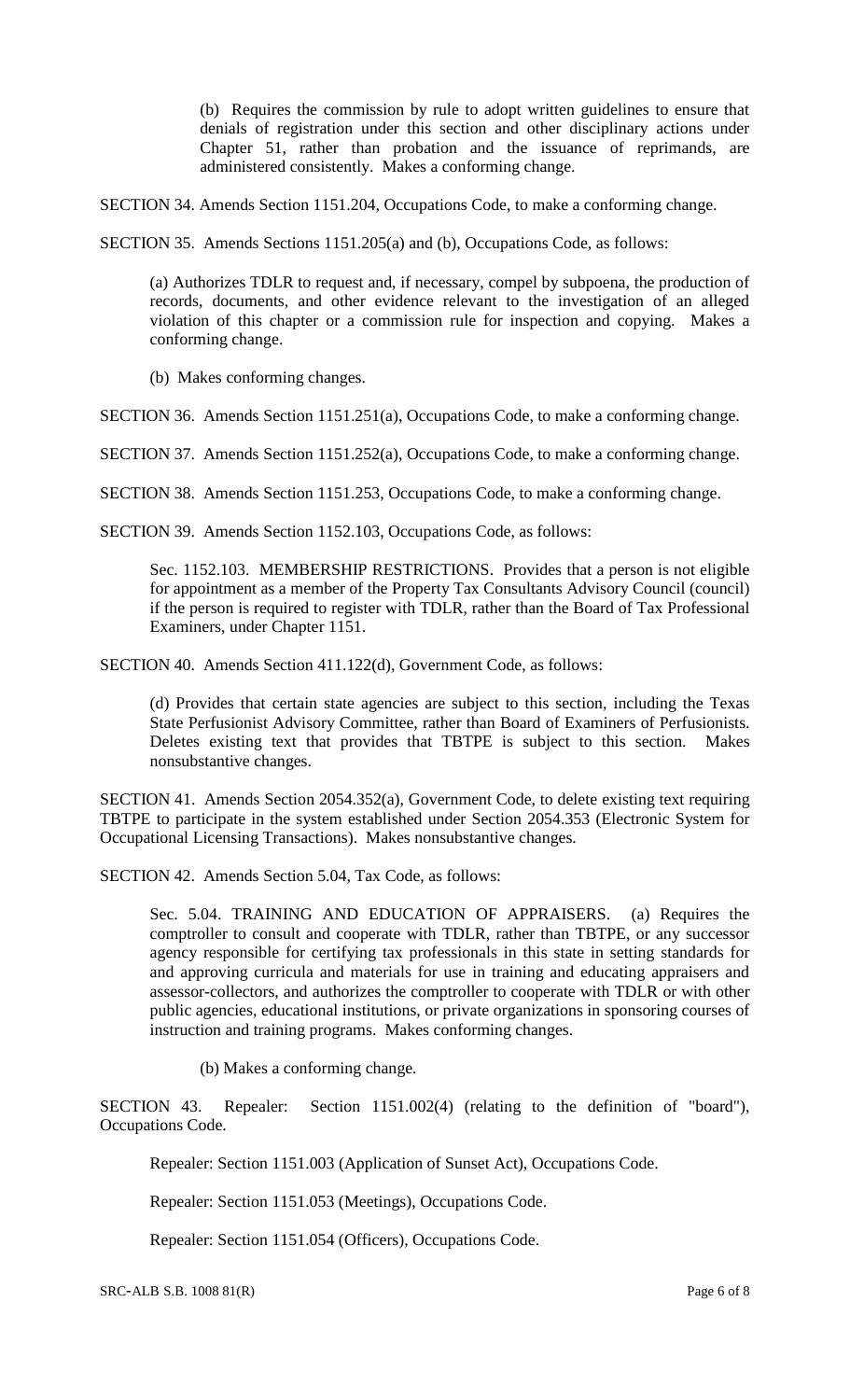(b) Requires the commission by rule to adopt written guidelines to ensure that denials of registration under this section and other disciplinary actions under Chapter 51, rather than probation and the issuance of reprimands, are administered consistently. Makes a conforming change.

SECTION 34. Amends Section 1151.204, Occupations Code, to make a conforming change.

SECTION 35. Amends Sections 1151.205(a) and (b), Occupations Code, as follows:

(a) Authorizes TDLR to request and, if necessary, compel by subpoena, the production of records, documents, and other evidence relevant to the investigation of an alleged violation of this chapter or a commission rule for inspection and copying. Makes a conforming change.

(b) Makes conforming changes.

SECTION 36. Amends Section 1151.251(a), Occupations Code, to make a conforming change.

SECTION 37. Amends Section 1151.252(a), Occupations Code, to make a conforming change.

SECTION 38. Amends Section 1151.253, Occupations Code, to make a conforming change.

SECTION 39. Amends Section 1152.103, Occupations Code, as follows:

Sec. 1152.103. MEMBERSHIP RESTRICTIONS. Provides that a person is not eligible for appointment as a member of the Property Tax Consultants Advisory Council (council) if the person is required to register with TDLR, rather than the Board of Tax Professional Examiners, under Chapter 1151.

SECTION 40. Amends Section 411.122(d), Government Code, as follows:

(d) Provides that certain state agencies are subject to this section, including the Texas State Perfusionist Advisory Committee, rather than Board of Examiners of Perfusionists. Deletes existing text that provides that TBTPE is subject to this section. Makes nonsubstantive changes.

SECTION 41. Amends Section 2054.352(a), Government Code, to delete existing text requiring TBTPE to participate in the system established under Section 2054.353 (Electronic System for Occupational Licensing Transactions). Makes nonsubstantive changes.

SECTION 42. Amends Section 5.04, Tax Code, as follows:

Sec. 5.04. TRAINING AND EDUCATION OF APPRAISERS. (a) Requires the comptroller to consult and cooperate with TDLR, rather than TBTPE, or any successor agency responsible for certifying tax professionals in this state in setting standards for and approving curricula and materials for use in training and educating appraisers and assessor-collectors, and authorizes the comptroller to cooperate with TDLR or with other public agencies, educational institutions, or private organizations in sponsoring courses of instruction and training programs. Makes conforming changes.

(b) Makes a conforming change.

SECTION 43. Repealer: Section 1151.002(4) (relating to the definition of "board"), Occupations Code.

Repealer: Section 1151.003 (Application of Sunset Act), Occupations Code.

Repealer: Section 1151.053 (Meetings), Occupations Code.

Repealer: Section 1151.054 (Officers), Occupations Code.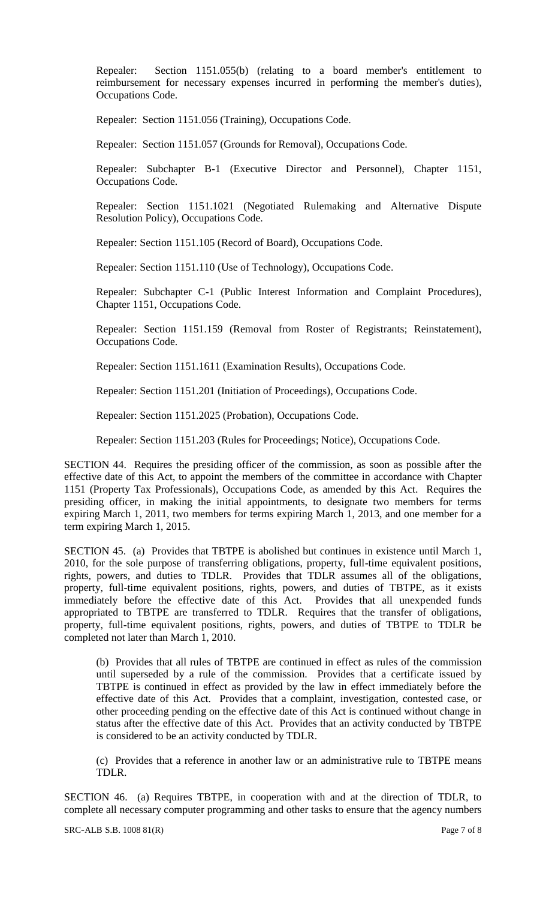Repealer: Section 1151.055(b) (relating to a board member's entitlement to reimbursement for necessary expenses incurred in performing the member's duties), Occupations Code.

Repealer: Section 1151.056 (Training), Occupations Code.

Repealer: Section 1151.057 (Grounds for Removal), Occupations Code.

Repealer: Subchapter B-1 (Executive Director and Personnel), Chapter 1151, Occupations Code.

Repealer: Section 1151.1021 (Negotiated Rulemaking and Alternative Dispute Resolution Policy), Occupations Code.

Repealer: Section 1151.105 (Record of Board), Occupations Code.

Repealer: Section 1151.110 (Use of Technology), Occupations Code.

Repealer: Subchapter C-1 (Public Interest Information and Complaint Procedures), Chapter 1151, Occupations Code.

Repealer: Section 1151.159 (Removal from Roster of Registrants; Reinstatement), Occupations Code.

Repealer: Section 1151.1611 (Examination Results), Occupations Code.

Repealer: Section 1151.201 (Initiation of Proceedings), Occupations Code.

Repealer: Section 1151.2025 (Probation), Occupations Code.

Repealer: Section 1151.203 (Rules for Proceedings; Notice), Occupations Code.

SECTION 44. Requires the presiding officer of the commission, as soon as possible after the effective date of this Act, to appoint the members of the committee in accordance with Chapter 1151 (Property Tax Professionals), Occupations Code, as amended by this Act. Requires the presiding officer, in making the initial appointments, to designate two members for terms expiring March 1, 2011, two members for terms expiring March 1, 2013, and one member for a term expiring March 1, 2015.

SECTION 45. (a) Provides that TBTPE is abolished but continues in existence until March 1, 2010, for the sole purpose of transferring obligations, property, full-time equivalent positions, rights, powers, and duties to TDLR. Provides that TDLR assumes all of the obligations, property, full-time equivalent positions, rights, powers, and duties of TBTPE, as it exists immediately before the effective date of this Act. Provides that all unexpended funds appropriated to TBTPE are transferred to TDLR. Requires that the transfer of obligations, property, full-time equivalent positions, rights, powers, and duties of TBTPE to TDLR be completed not later than March 1, 2010.

(b) Provides that all rules of TBTPE are continued in effect as rules of the commission until superseded by a rule of the commission. Provides that a certificate issued by TBTPE is continued in effect as provided by the law in effect immediately before the effective date of this Act. Provides that a complaint, investigation, contested case, or other proceeding pending on the effective date of this Act is continued without change in status after the effective date of this Act. Provides that an activity conducted by TBTPE is considered to be an activity conducted by TDLR.

(c) Provides that a reference in another law or an administrative rule to TBTPE means TDLR.

SECTION 46. (a) Requires TBTPE, in cooperation with and at the direction of TDLR, to complete all necessary computer programming and other tasks to ensure that the agency numbers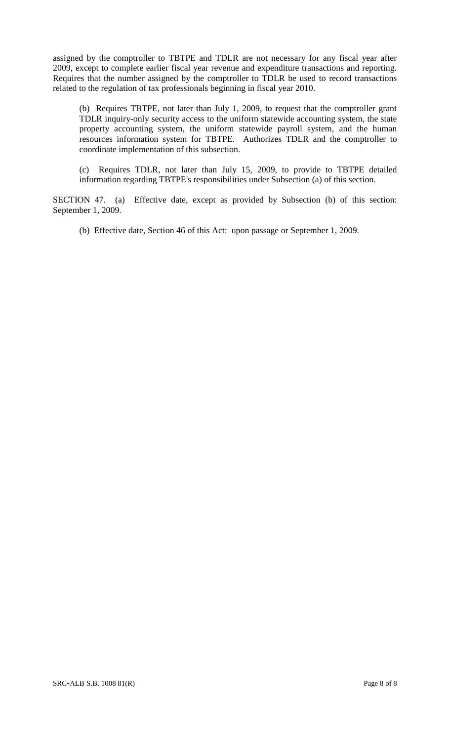assigned by the comptroller to TBTPE and TDLR are not necessary for any fiscal year after 2009, except to complete earlier fiscal year revenue and expenditure transactions and reporting. Requires that the number assigned by the comptroller to TDLR be used to record transactions related to the regulation of tax professionals beginning in fiscal year 2010.

(b) Requires TBTPE, not later than July 1, 2009, to request that the comptroller grant TDLR inquiry-only security access to the uniform statewide accounting system, the state property accounting system, the uniform statewide payroll system, and the human resources information system for TBTPE. Authorizes TDLR and the comptroller to coordinate implementation of this subsection.

(c) Requires TDLR, not later than July 15, 2009, to provide to TBTPE detailed information regarding TBTPE's responsibilities under Subsection (a) of this section.

SECTION 47. (a) Effective date, except as provided by Subsection (b) of this section: September 1, 2009.

(b) Effective date, Section 46 of this Act: upon passage or September 1, 2009.